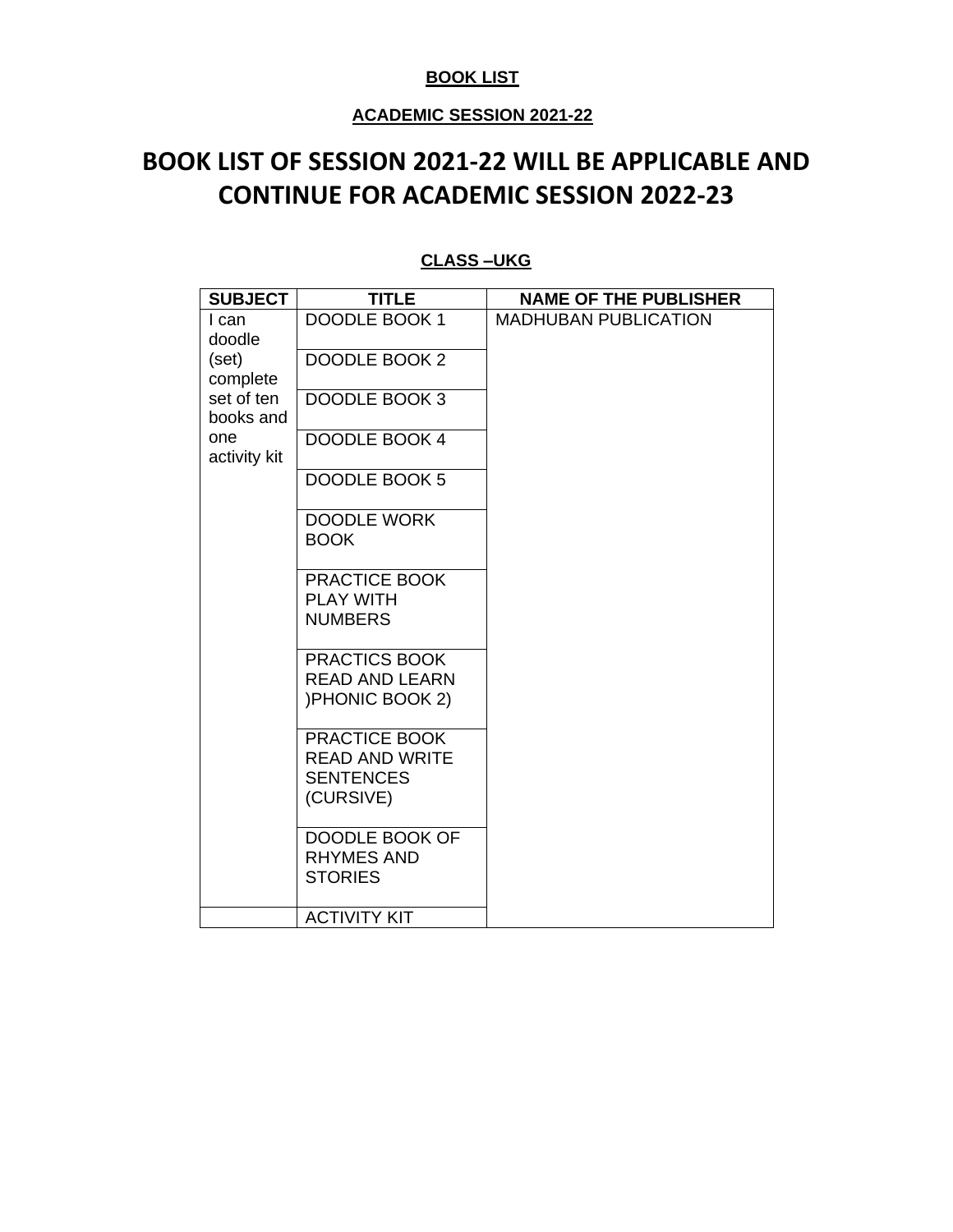**BOOK LIST**

**ACADEMIC SESSION 2021-22**

# BOOK LIST OF SESSION 2021-22 WILL BE APPLICABLE AND CONTINUE FOR ACADEMIC SESSION 2022-23

**CLASS –UKG**

| SUBJECT | TITLE | NAME OF THE PUBLISHER |
|---|---|---|
| I can doodle (set) complete set of ten books and one activity kit | DOODLE BOOK 1 | MADHUBAN PUBLICATION |
| | DOODLE BOOK 2 | |
| | DOODLE BOOK 3 | |
| | DOODLE BOOK 4 | |
| | DOODLE BOOK 5 | |
| | DOODLE WORK BOOK | |
| | PRACTICE BOOK PLAY WITH NUMBERS | |
| | PRACTICS BOOK READ AND LEARN )PHONIC BOOK 2) | |
| | PRACTICE BOOK READ AND WRITE SENTENCES (CURSIVE) | |
| | DOODLE BOOK OF RHYMES AND STORIES | |
| | ACTIVITY KIT | |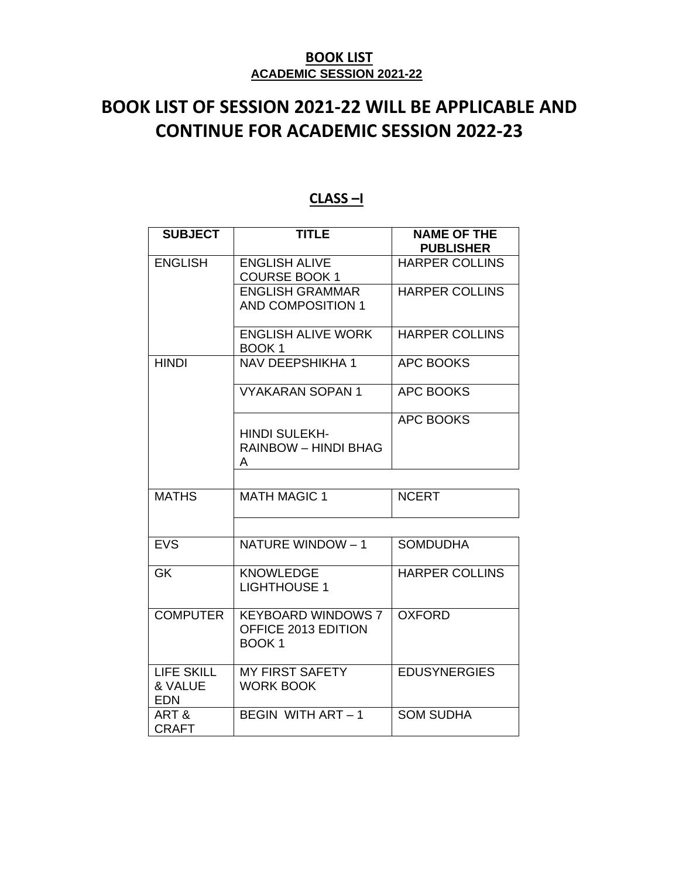**BOOK LIST**

**ACADEMIC SESSION 2021-22**

# BOOK LIST OF SESSION 2021-22 WILL BE APPLICABLE AND CONTINUE FOR ACADEMIC SESSION 2022-23

## CLASS –I

| SUBJECT | TITLE | NAME OF THE PUBLISHER |
|---|---|---|
| ENGLISH | ENGLISH ALIVE COURSE BOOK 1 | HARPER COLLINS |
| | ENGLISH GRAMMAR AND COMPOSITION 1 | HARPER COLLINS |
| | ENGLISH ALIVE WORK BOOK 1 | HARPER COLLINS |
| HINDI | NAV DEEPSHIKHA 1 | APC BOOKS |
| | VYAKARAN SOPAN 1 | APC BOOKS |
| | HINDI SULEKH- RAINBOW – HINDI BHAG A | APC BOOKS |
| MATHS | MATH MAGIC 1 | NCERT |
| EVS | NATURE WINDOW – 1 | SOMDUDHA |
| GK | KNOWLEDGE LIGHTHOUSE 1 | HARPER COLLINS |
| COMPUTER | KEYBOARD WINDOWS 7 OFFICE 2013 EDITION BOOK 1 | OXFORD |
| LIFE SKILL & VALUE EDN | MY FIRST SAFETY WORK BOOK | EDUSYNERGIES |
| ART & CRAFT | BEGIN WITH ART – 1 | SOM SUDHA |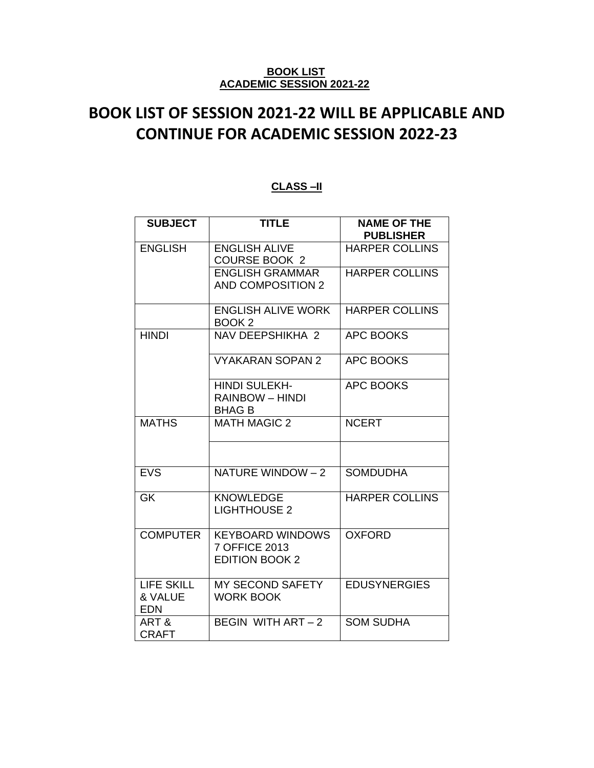**BOOK LIST**
**ACADEMIC SESSION 2021-22**

# BOOK LIST OF SESSION 2021-22 WILL BE APPLICABLE AND CONTINUE FOR ACADEMIC SESSION 2022-23

**CLASS –II**

| SUBJECT | TITLE | NAME OF THE PUBLISHER |
|---|---|---|
| ENGLISH | ENGLISH ALIVE COURSE BOOK 2 | HARPER COLLINS |
| | ENGLISH GRAMMAR AND COMPOSITION 2 | HARPER COLLINS |
| | ENGLISH ALIVE WORK BOOK 2 | HARPER COLLINS |
| HINDI | NAV DEEPSHIKHA 2 | APC BOOKS |
| | VYAKARAN SOPAN 2 | APC BOOKS |
| | HINDI SULEKH- RAINBOW – HINDI BHAG B | APC BOOKS |
| MATHS | MATH MAGIC 2 | NCERT |
| | | |
| EVS | NATURE WINDOW – 2 | SOMDUDHA |
| GK | KNOWLEDGE LIGHTHOUSE 2 | HARPER COLLINS |
| COMPUTER | KEYBOARD WINDOWS 7 OFFICE 2013 EDITION BOOK 2 | OXFORD |
| LIFE SKILL & VALUE EDN | MY SECOND SAFETY WORK BOOK | EDUSYNERGIES |
| ART & CRAFT | BEGIN WITH ART – 2 | SOM SUDHA |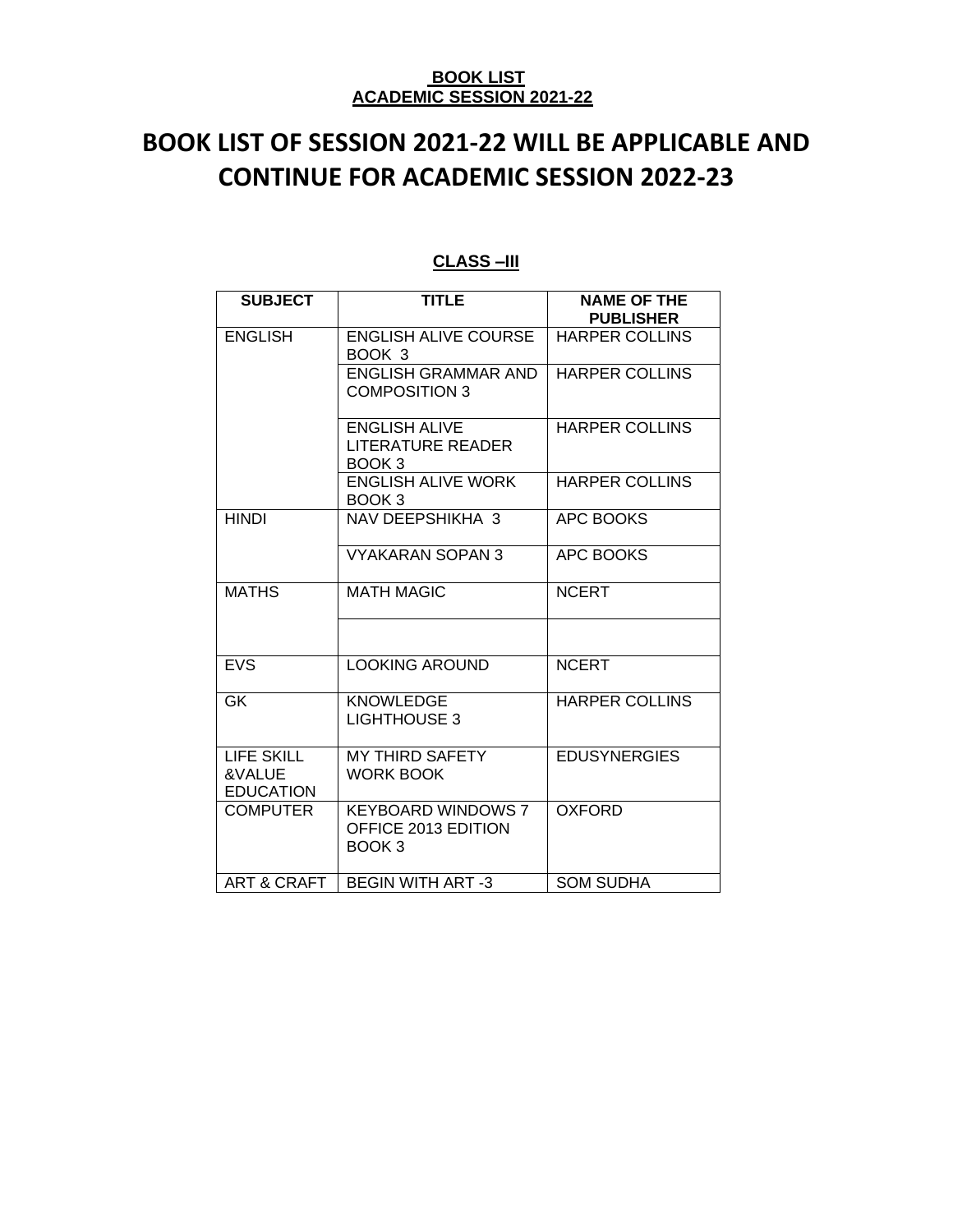**BOOK LIST**
**ACADEMIC SESSION 2021-22**

# BOOK LIST OF SESSION 2021-22 WILL BE APPLICABLE AND CONTINUE FOR ACADEMIC SESSION 2022-23

**CLASS –III**

| SUBJECT | TITLE | NAME OF THE PUBLISHER |
|---|---|---|
| ENGLISH | ENGLISH ALIVE COURSE BOOK 3 | HARPER COLLINS |
| | ENGLISH GRAMMAR AND COMPOSITION 3 | HARPER COLLINS |
| | ENGLISH ALIVE LITERATURE READER BOOK 3 | HARPER COLLINS |
| | ENGLISH ALIVE WORK BOOK 3 | HARPER COLLINS |
| HINDI | NAV DEEPSHIKHA 3 | APC BOOKS |
| | VYAKARAN SOPAN 3 | APC BOOKS |
| MATHS | MATH MAGIC | NCERT |
| | | |
| EVS | LOOKING AROUND | NCERT |
| GK | KNOWLEDGE LIGHTHOUSE 3 | HARPER COLLINS |
| LIFE SKILL &VALUE EDUCATION | MY THIRD SAFETY WORK BOOK | EDUSYNERGIES |
| COMPUTER | KEYBOARD WINDOWS 7 OFFICE 2013 EDITION BOOK 3 | OXFORD |
| ART & CRAFT | BEGIN WITH ART -3 | SOM SUDHA |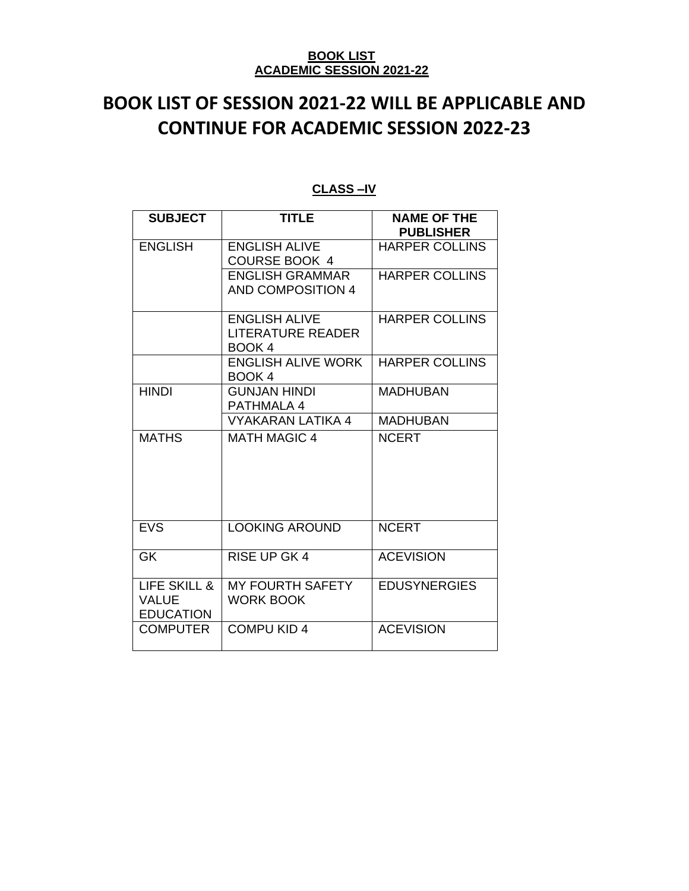**BOOK LIST**
**ACADEMIC SESSION 2021-22**

# BOOK LIST OF SESSION 2021-22 WILL BE APPLICABLE AND CONTINUE FOR ACADEMIC SESSION 2022-23

**CLASS –IV**

| SUBJECT | TITLE | NAME OF THE PUBLISHER |
|---|---|---|
| ENGLISH | ENGLISH ALIVE COURSE BOOK 4 | HARPER COLLINS |
| | ENGLISH GRAMMAR AND COMPOSITION 4 | HARPER COLLINS |
| | ENGLISH ALIVE LITERATURE READER BOOK 4 | HARPER COLLINS |
| | ENGLISH ALIVE WORK BOOK 4 | HARPER COLLINS |
| HINDI | GUNJAN HINDI PATHMALA 4 | MADHUBAN |
| | VYAKARAN LATIKA 4 | MADHUBAN |
| MATHS | MATH MAGIC 4 | NCERT |
| EVS | LOOKING AROUND | NCERT |
| GK | RISE UP GK 4 | ACEVISION |
| LIFE SKILL & VALUE EDUCATION | MY FOURTH SAFETY WORK BOOK | EDUSYNERGIES |
| COMPUTER | COMPU KID 4 | ACEVISION |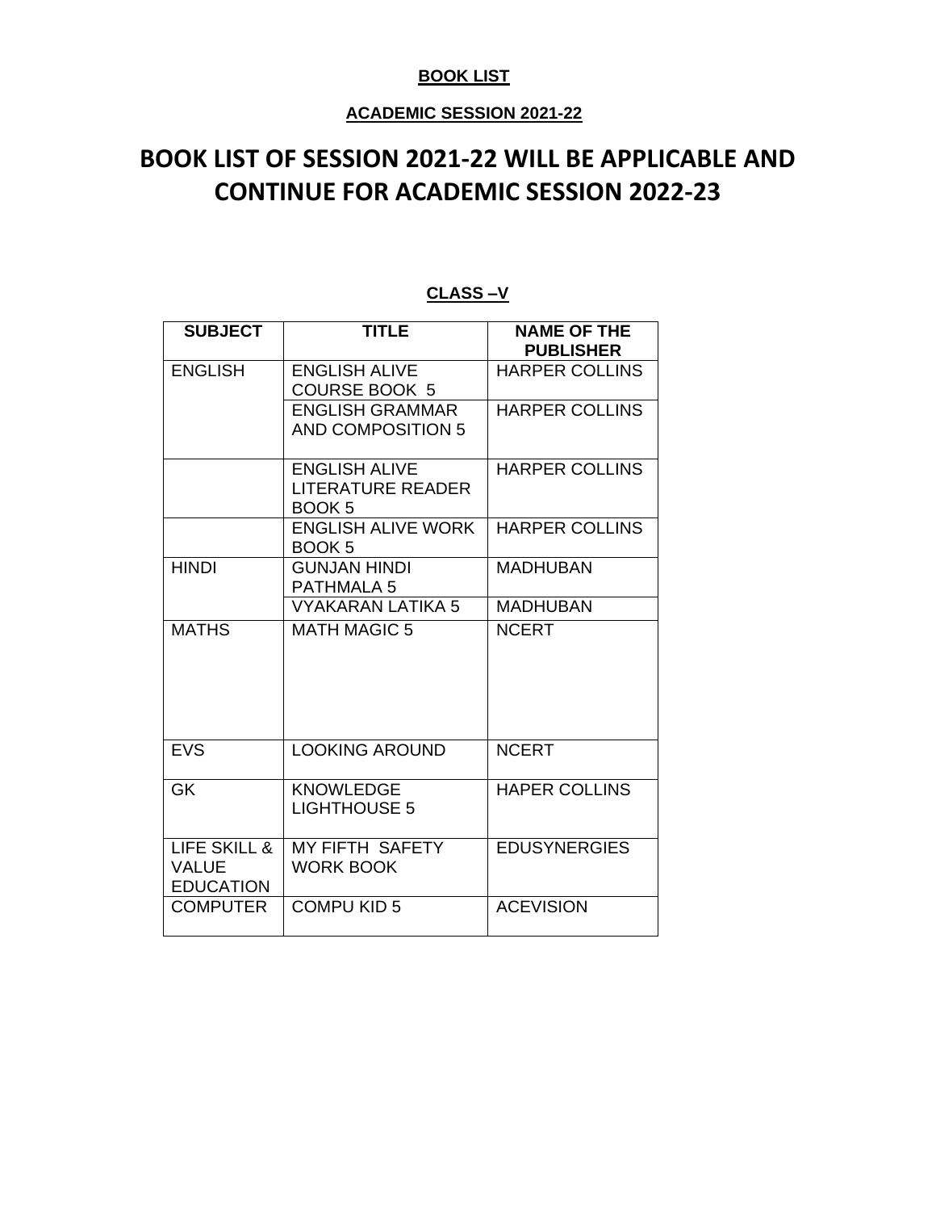**BOOK LIST**

**ACADEMIC SESSION 2021-22**

# BOOK LIST OF SESSION 2021-22 WILL BE APPLICABLE AND CONTINUE FOR ACADEMIC SESSION 2022-23

**CLASS –V**

| SUBJECT | TITLE | NAME OF THE PUBLISHER |
|---|---|---|
| ENGLISH | ENGLISH ALIVE COURSE BOOK 5 | HARPER COLLINS |
| | ENGLISH GRAMMAR AND COMPOSITION 5 | HARPER COLLINS |
| | ENGLISH ALIVE LITERATURE READER BOOK 5 | HARPER COLLINS |
| | ENGLISH ALIVE WORK BOOK 5 | HARPER COLLINS |
| HINDI | GUNJAN HINDI PATHMALA 5 | MADHUBAN |
| | VYAKARAN LATIKA 5 | MADHUBAN |
| MATHS | MATH MAGIC 5 | NCERT |
| EVS | LOOKING AROUND | NCERT |
| GK | KNOWLEDGE LIGHTHOUSE 5 | HAPER COLLINS |
| LIFE SKILL & VALUE EDUCATION | MY FIFTH SAFETY WORK BOOK | EDUSYNERGIES |
| COMPUTER | COMPU KID 5 | ACEVISION |